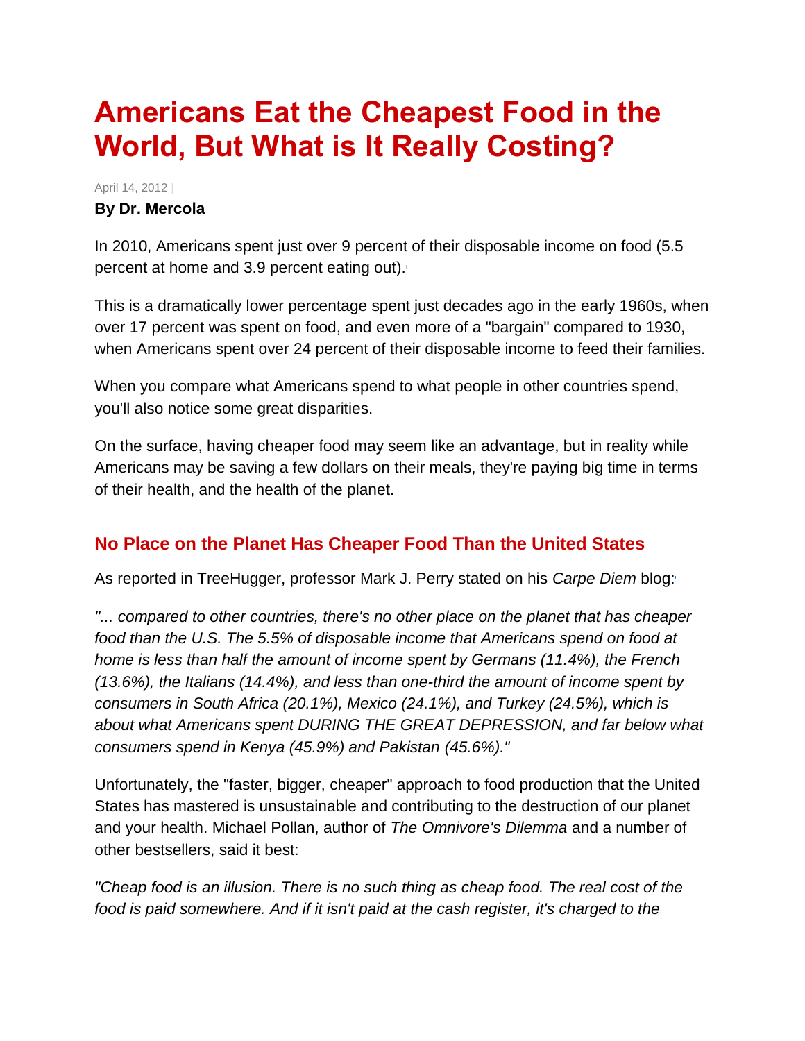# Americans Eat the Cheapest Food in the World, But What is It Really Costing?

April 14, 2012

**By Dr. Mercola**

In 2010, Americans spent just over 9 percent of their disposable income on food (5.5 percent at home and 3.9 percent eating out).[i]

This is a dramatically lower percentage spent just decades ago in the early 1960s, when over 17 percent was spent on food, and even more of a "bargain" compared to 1930, when Americans spent over 24 percent of their disposable income to feed their families.

When you compare what Americans spend to what people in other countries spend, you'll also notice some great disparities.

On the surface, having cheaper food may seem like an advantage, but in reality while Americans may be saving a few dollars on their meals, they're paying big time in terms of their health, and the health of the planet.

## No Place on the Planet Has Cheaper Food Than the United States

As reported in TreeHugger, professor Mark J. Perry stated on his *Carpe Diem* blog:[ii]

*"... compared to other countries, there's no other place on the planet that has cheaper food than the U.S. The 5.5% of disposable income that Americans spend on food at home is less than half the amount of income spent by Germans (11.4%), the French (13.6%), the Italians (14.4%), and less than one-third the amount of income spent by consumers in South Africa (20.1%), Mexico (24.1%), and Turkey (24.5%), which is about what Americans spent DURING THE GREAT DEPRESSION, and far below what consumers spend in Kenya (45.9%) and Pakistan (45.6%)."*

Unfortunately, the "faster, bigger, cheaper" approach to food production that the United States has mastered is unsustainable and contributing to the destruction of our planet and your health. Michael Pollan, author of *The Omnivore's Dilemma* and a number of other bestsellers, said it best:

*"Cheap food is an illusion. There is no such thing as cheap food. The real cost of the food is paid somewhere. And if it isn't paid at the cash register, it's charged to the*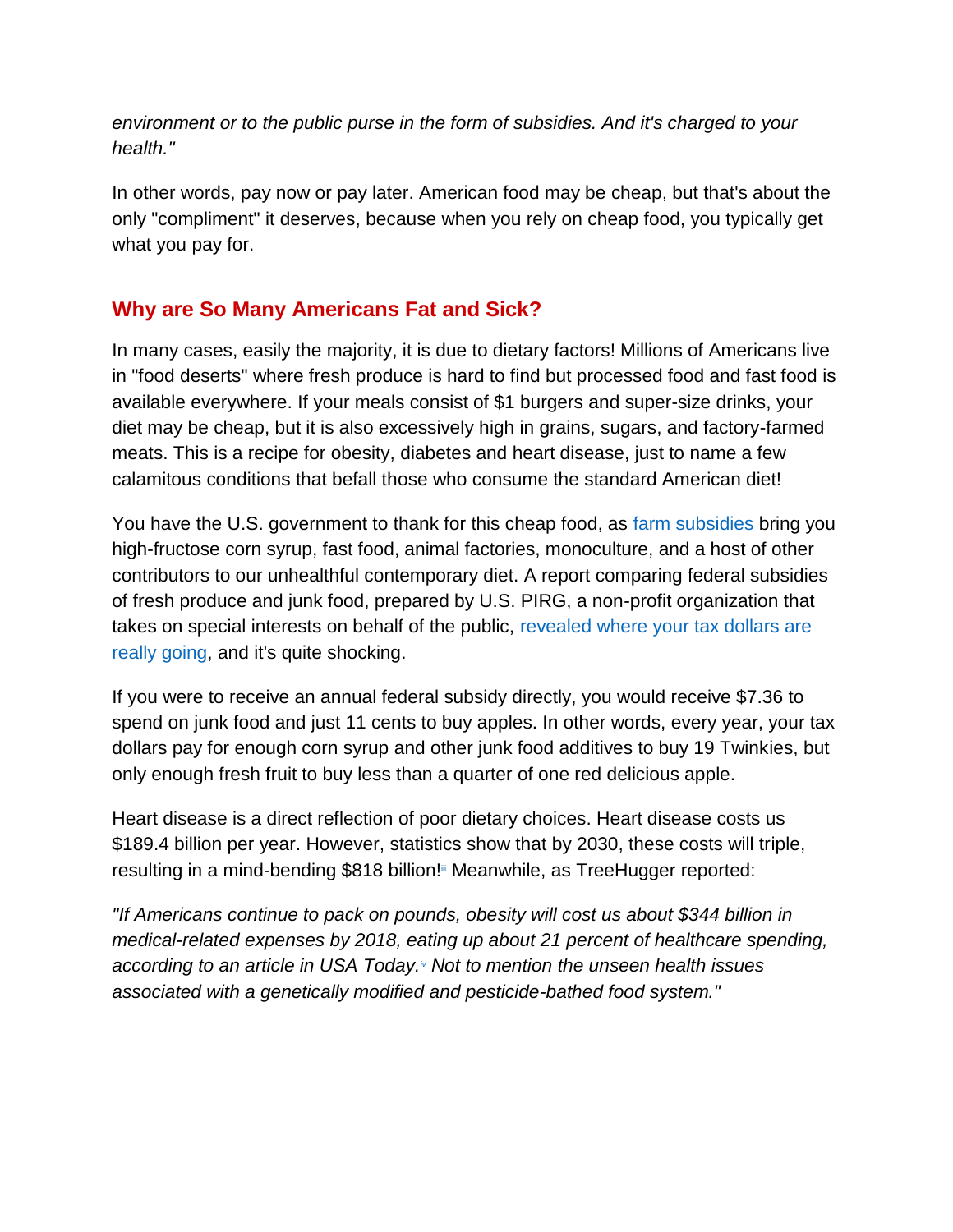*environment or to the public purse in the form of subsidies. And it's charged to your health."*

In other words, pay now or pay later. American food may be cheap, but that's about the only "compliment" it deserves, because when you rely on cheap food, you typically get what you pay for.

## Why are So Many Americans Fat and Sick?

In many cases, easily the majority, it is due to dietary factors! Millions of Americans live in "food deserts" where fresh produce is hard to find but processed food and fast food is available everywhere. If your meals consist of $1 burgers and super-size drinks, your diet may be cheap, but it is also excessively high in grains, sugars, and factory-farmed meats. This is a recipe for obesity, diabetes and heart disease, just to name a few calamitous conditions that befall those who consume the standard American diet!

You have the U.S. government to thank for this cheap food, as farm subsidies bring you high-fructose corn syrup, fast food, animal factories, monoculture, and a host of other contributors to our unhealthful contemporary diet. A report comparing federal subsidies of fresh produce and junk food, prepared by U.S. PIRG, a non-profit organization that takes on special interests on behalf of the public, revealed where your tax dollars are really going, and it's quite shocking.

If you were to receive an annual federal subsidy directly, you would receive $7.36 to spend on junk food and just 11 cents to buy apples. In other words, every year, your tax dollars pay for enough corn syrup and other junk food additives to buy 19 Twinkies, but only enough fresh fruit to buy less than a quarter of one red delicious apple.

Heart disease is a direct reflection of poor dietary choices. Heart disease costs us $189.4 billion per year. However, statistics show that by 2030, these costs will triple, resulting in a mind-bending $818 billion![iii] Meanwhile, as TreeHugger reported:

*"If Americans continue to pack on pounds, obesity will cost us about $344 billion in medical-related expenses by 2018, eating up about 21 percent of healthcare spending, according to an article in USA Today.[iv] Not to mention the unseen health issues associated with a genetically modified and pesticide-bathed food system."*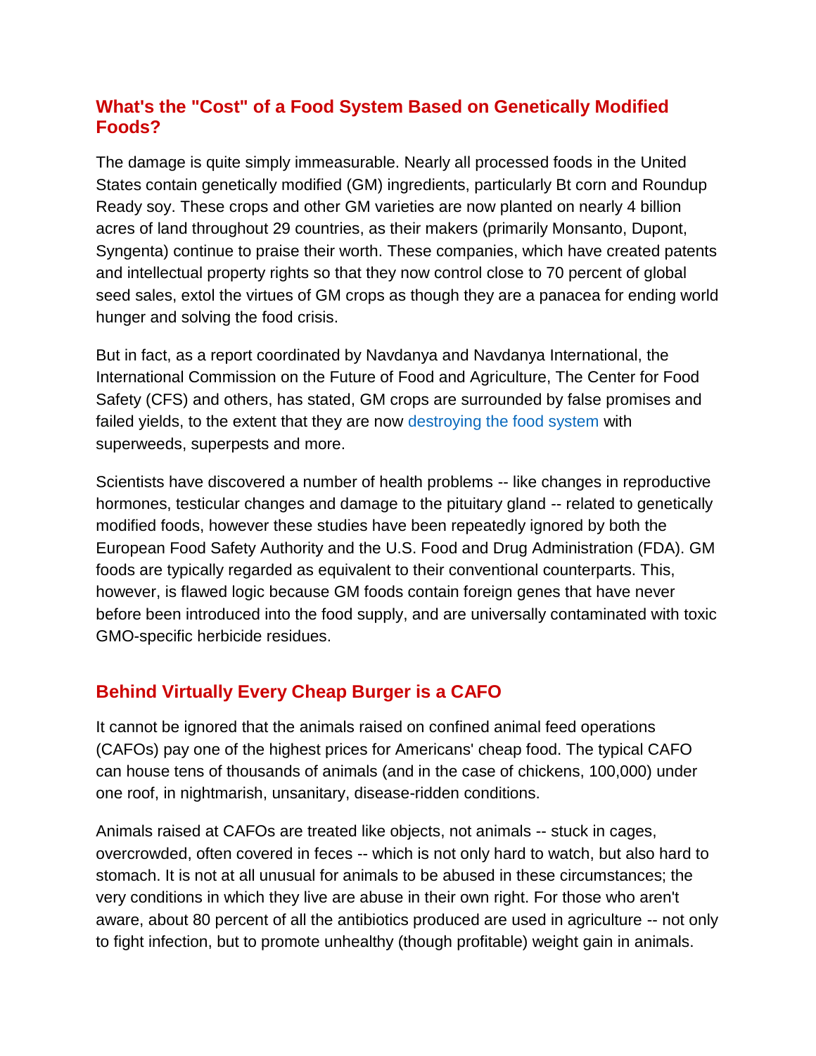## What's the "Cost" of a Food System Based on Genetically Modified Foods?

The damage is quite simply immeasurable. Nearly all processed foods in the United States contain genetically modified (GM) ingredients, particularly Bt corn and Roundup Ready soy. These crops and other GM varieties are now planted on nearly 4 billion acres of land throughout 29 countries, as their makers (primarily Monsanto, Dupont, Syngenta) continue to praise their worth. These companies, which have created patents and intellectual property rights so that they now control close to 70 percent of global seed sales, extol the virtues of GM crops as though they are a panacea for ending world hunger and solving the food crisis.

But in fact, as a report coordinated by Navdanya and Navdanya International, the International Commission on the Future of Food and Agriculture, The Center for Food Safety (CFS) and others, has stated, GM crops are surrounded by false promises and failed yields, to the extent that they are now destroying the food system with superweeds, superpests and more.

Scientists have discovered a number of health problems -- like changes in reproductive hormones, testicular changes and damage to the pituitary gland -- related to genetically modified foods, however these studies have been repeatedly ignored by both the European Food Safety Authority and the U.S. Food and Drug Administration (FDA). GM foods are typically regarded as equivalent to their conventional counterparts. This, however, is flawed logic because GM foods contain foreign genes that have never before been introduced into the food supply, and are universally contaminated with toxic GMO-specific herbicide residues.

## Behind Virtually Every Cheap Burger is a CAFO

It cannot be ignored that the animals raised on confined animal feed operations (CAFOs) pay one of the highest prices for Americans' cheap food. The typical CAFO can house tens of thousands of animals (and in the case of chickens, 100,000) under one roof, in nightmarish, unsanitary, disease-ridden conditions.

Animals raised at CAFOs are treated like objects, not animals -- stuck in cages, overcrowded, often covered in feces -- which is not only hard to watch, but also hard to stomach. It is not at all unusual for animals to be abused in these circumstances; the very conditions in which they live are abuse in their own right. For those who aren't aware, about 80 percent of all the antibiotics produced are used in agriculture -- not only to fight infection, but to promote unhealthy (though profitable) weight gain in animals.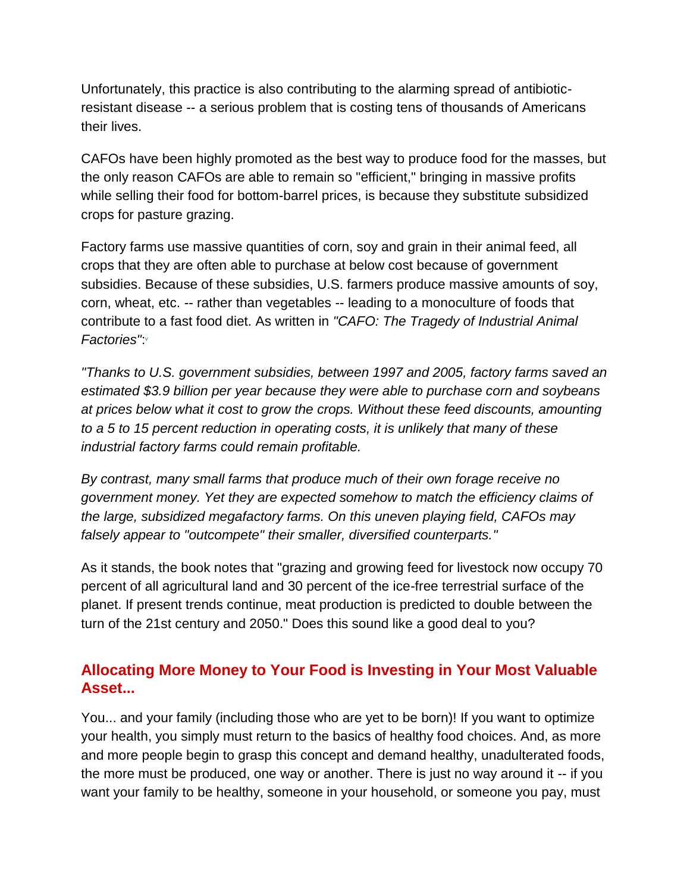Unfortunately, this practice is also contributing to the alarming spread of antibiotic-resistant disease -- a serious problem that is costing tens of thousands of Americans their lives.

CAFOs have been highly promoted as the best way to produce food for the masses, but the only reason CAFOs are able to remain so "efficient," bringing in massive profits while selling their food for bottom-barrel prices, is because they substitute subsidized crops for pasture grazing.

Factory farms use massive quantities of corn, soy and grain in their animal feed, all crops that they are often able to purchase at below cost because of government subsidies. Because of these subsidies, U.S. farmers produce massive amounts of soy, corn, wheat, etc. -- rather than vegetables -- leading to a monoculture of foods that contribute to a fast food diet. As written in *"CAFO: The Tragedy of Industrial Animal Factories"*:[v]

*"Thanks to U.S. government subsidies, between 1997 and 2005, factory farms saved an estimated $3.9 billion per year because they were able to purchase corn and soybeans at prices below what it cost to grow the crops. Without these feed discounts, amounting to a 5 to 15 percent reduction in operating costs, it is unlikely that many of these industrial factory farms could remain profitable.*

*By contrast, many small farms that produce much of their own forage receive no government money. Yet they are expected somehow to match the efficiency claims of the large, subsidized megafactory farms. On this uneven playing field, CAFOs may falsely appear to "outcompete" their smaller, diversified counterparts."*

As it stands, the book notes that "grazing and growing feed for livestock now occupy 70 percent of all agricultural land and 30 percent of the ice-free terrestrial surface of the planet. If present trends continue, meat production is predicted to double between the turn of the 21st century and 2050." Does this sound like a good deal to you?

## Allocating More Money to Your Food is Investing in Your Most Valuable Asset...

You... and your family (including those who are yet to be born)! If you want to optimize your health, you simply must return to the basics of healthy food choices. And, as more and more people begin to grasp this concept and demand healthy, unadulterated foods, the more must be produced, one way or another. There is just no way around it -- if you want your family to be healthy, someone in your household, or someone you pay, must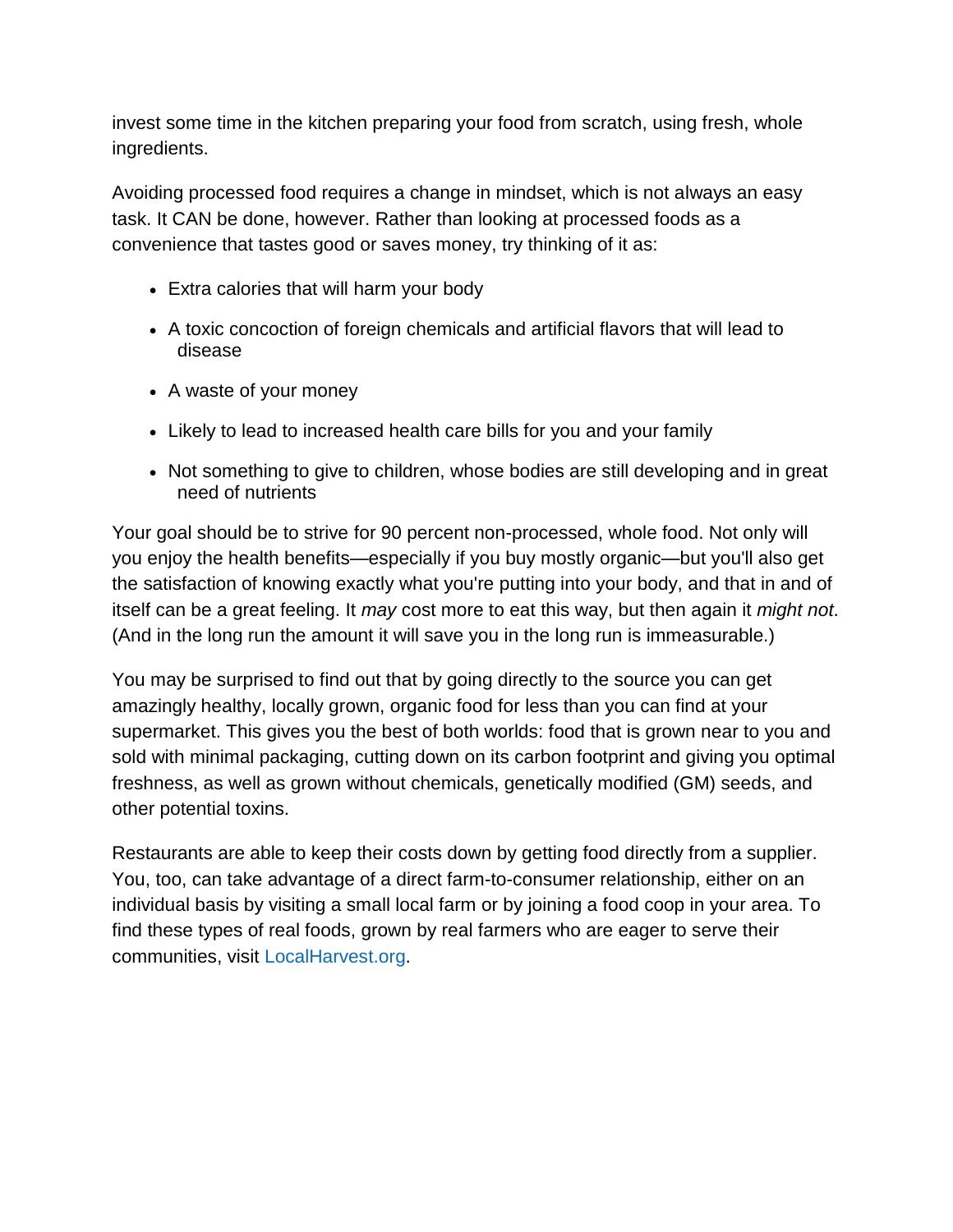invest some time in the kitchen preparing your food from scratch, using fresh, whole ingredients.

Avoiding processed food requires a change in mindset, which is not always an easy task. It CAN be done, however. Rather than looking at processed foods as a convenience that tastes good or saves money, try thinking of it as:

- Extra calories that will harm your body
- A toxic concoction of foreign chemicals and artificial flavors that will lead to disease
- A waste of your money
- Likely to lead to increased health care bills for you and your family
- Not something to give to children, whose bodies are still developing and in great need of nutrients

Your goal should be to strive for 90 percent non-processed, whole food. Not only will you enjoy the health benefits—especially if you buy mostly organic—but you'll also get the satisfaction of knowing exactly what you're putting into your body, and that in and of itself can be a great feeling. It *may* cost more to eat this way, but then again it *might not*. (And in the long run the amount it will save you in the long run is immeasurable.)

You may be surprised to find out that by going directly to the source you can get amazingly healthy, locally grown, organic food for less than you can find at your supermarket. This gives you the best of both worlds: food that is grown near to you and sold with minimal packaging, cutting down on its carbon footprint and giving you optimal freshness, as well as grown without chemicals, genetically modified (GM) seeds, and other potential toxins.

Restaurants are able to keep their costs down by getting food directly from a supplier. You, too, can take advantage of a direct farm-to-consumer relationship, either on an individual basis by visiting a small local farm or by joining a food coop in your area. To find these types of real foods, grown by real farmers who are eager to serve their communities, visit LocalHarvest.org.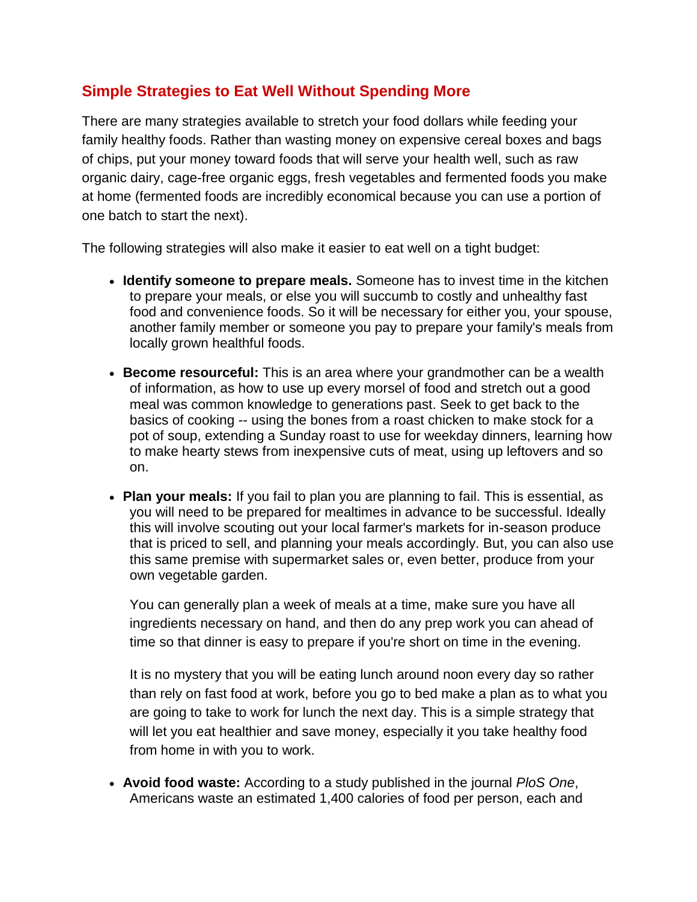## Simple Strategies to Eat Well Without Spending More

There are many strategies available to stretch your food dollars while feeding your family healthy foods. Rather than wasting money on expensive cereal boxes and bags of chips, put your money toward foods that will serve your health well, such as raw organic dairy, cage-free organic eggs, fresh vegetables and fermented foods you make at home (fermented foods are incredibly economical because you can use a portion of one batch to start the next).

The following strategies will also make it easier to eat well on a tight budget:

- **Identify someone to prepare meals.** Someone has to invest time in the kitchen to prepare your meals, or else you will succumb to costly and unhealthy fast food and convenience foods. So it will be necessary for either you, your spouse, another family member or someone you pay to prepare your family's meals from locally grown healthful foods.

- **Become resourceful:** This is an area where your grandmother can be a wealth of information, as how to use up every morsel of food and stretch out a good meal was common knowledge to generations past. Seek to get back to the basics of cooking -- using the bones from a roast chicken to make stock for a pot of soup, extending a Sunday roast to use for weekday dinners, learning how to make hearty stews from inexpensive cuts of meat, using up leftovers and so on.

- **Plan your meals:** If you fail to plan you are planning to fail. This is essential, as you will need to be prepared for mealtimes in advance to be successful. Ideally this will involve scouting out your local farmer's markets for in-season produce that is priced to sell, and planning your meals accordingly. But, you can also use this same premise with supermarket sales or, even better, produce from your own vegetable garden.

  You can generally plan a week of meals at a time, make sure you have all ingredients necessary on hand, and then do any prep work you can ahead of time so that dinner is easy to prepare if you're short on time in the evening.

  It is no mystery that you will be eating lunch around noon every day so rather than rely on fast food at work, before you go to bed make a plan as to what you are going to take to work for lunch the next day. This is a simple strategy that will let you eat healthier and save money, especially it you take healthy food from home in with you to work.

- **Avoid food waste:** According to a study published in the journal *PloS One*, Americans waste an estimated 1,400 calories of food per person, each and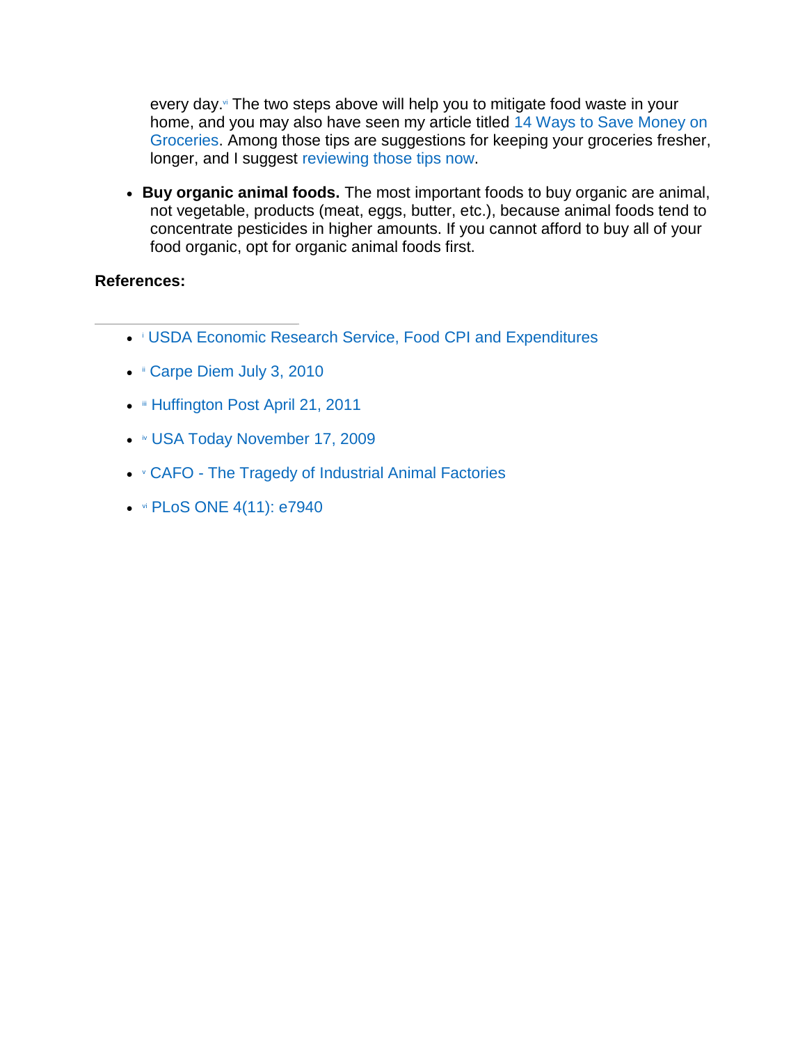every day.[vi] The two steps above will help you to mitigate food waste in your home, and you may also have seen my article titled 14 Ways to Save Money on Groceries. Among those tips are suggestions for keeping your groceries fresher, longer, and I suggest reviewing those tips now.

- **Buy organic animal foods.** The most important foods to buy organic are animal, not vegetable, products (meat, eggs, butter, etc.), because animal foods tend to concentrate pesticides in higher amounts. If you cannot afford to buy all of your food organic, opt for organic animal foods first.

**References:**

---

- [i] USDA Economic Research Service, Food CPI and Expenditures
- [ii] Carpe Diem July 3, 2010
- [iii] Huffington Post April 21, 2011
- [iv] USA Today November 17, 2009
- [v] CAFO - The Tragedy of Industrial Animal Factories
- [vi] PLoS ONE 4(11): e7940